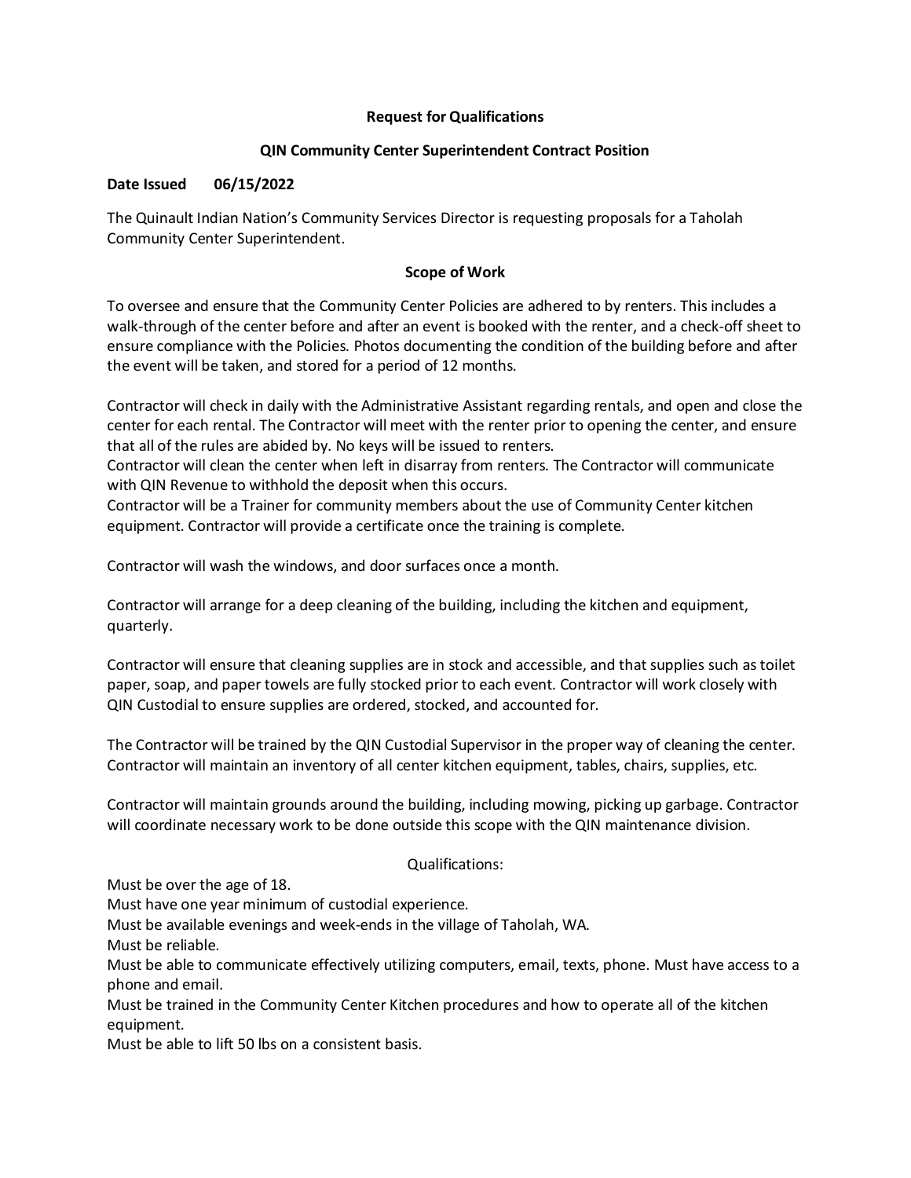# Request for Qualifications

## QIN Community Center Superintendent Contract Position

**Date Issued 06/15/2022**

The Quinault Indian Nation's Community Services Director is requesting proposals for a Taholah Community Center Superintendent.

### Scope of Work

To oversee and ensure that the Community Center Policies are adhered to by renters. This includes a walk-through of the center before and after an event is booked with the renter, and a check-off sheet to ensure compliance with the Policies. Photos documenting the condition of the building before and after the event will be taken, and stored for a period of 12 months.

Contractor will check in daily with the Administrative Assistant regarding rentals, and open and close the center for each rental. The Contractor will meet with the renter prior to opening the center, and ensure that all of the rules are abided by. No keys will be issued to renters.
Contractor will clean the center when left in disarray from renters. The Contractor will communicate with QIN Revenue to withhold the deposit when this occurs.
Contractor will be a Trainer for community members about the use of Community Center kitchen equipment. Contractor will provide a certificate once the training is complete.

Contractor will wash the windows, and door surfaces once a month.

Contractor will arrange for a deep cleaning of the building, including the kitchen and equipment, quarterly.

Contractor will ensure that cleaning supplies are in stock and accessible, and that supplies such as toilet paper, soap, and paper towels are fully stocked prior to each event. Contractor will work closely with QIN Custodial to ensure supplies are ordered, stocked, and accounted for.

The Contractor will be trained by the QIN Custodial Supervisor in the proper way of cleaning the center. Contractor will maintain an inventory of all center kitchen equipment, tables, chairs, supplies, etc.

Contractor will maintain grounds around the building, including mowing, picking up garbage. Contractor will coordinate necessary work to be done outside this scope with the QIN maintenance division.

Qualifications:

Must be over the age of 18.
Must have one year minimum of custodial experience.
Must be available evenings and week-ends in the village of Taholah, WA.
Must be reliable.
Must be able to communicate effectively utilizing computers, email, texts, phone. Must have access to a phone and email.
Must be trained in the Community Center Kitchen procedures and how to operate all of the kitchen equipment.
Must be able to lift 50 lbs on a consistent basis.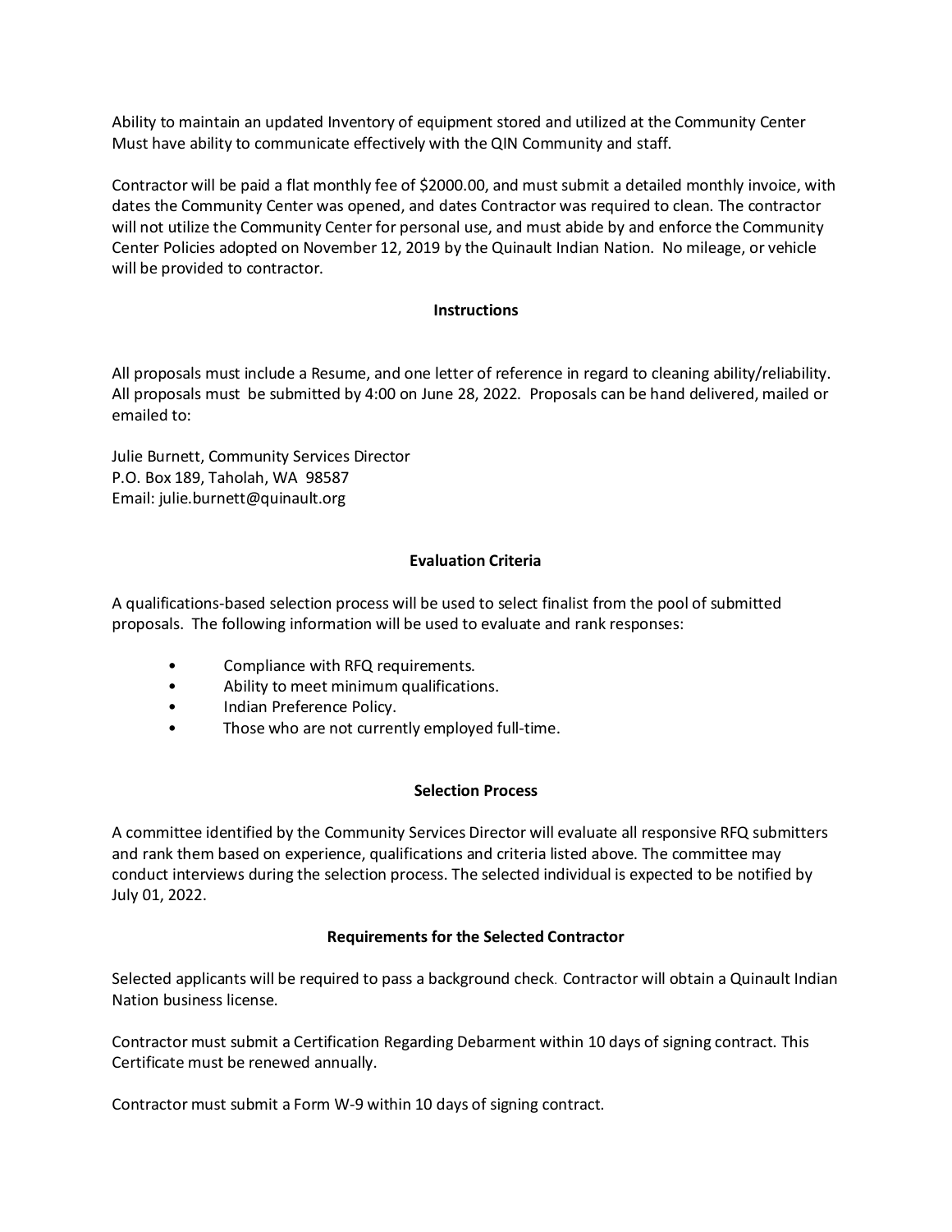Ability to maintain an updated Inventory of equipment stored and utilized at the Community Center
Must have ability to communicate effectively with the QIN Community and staff.

Contractor will be paid a flat monthly fee of $2000.00, and must submit a detailed monthly invoice, with dates the Community Center was opened, and dates Contractor was required to clean. The contractor will not utilize the Community Center for personal use, and must abide by and enforce the Community Center Policies adopted on November 12, 2019 by the Quinault Indian Nation. No mileage, or vehicle will be provided to contractor.

**Instructions**

All proposals must include a Resume, and one letter of reference in regard to cleaning ability/reliability. All proposals must be submitted by 4:00 on June 28, 2022. Proposals can be hand delivered, mailed or emailed to:

Julie Burnett, Community Services Director
P.O. Box 189, Taholah, WA 98587
Email: julie.burnett@quinault.org

**Evaluation Criteria**

A qualifications-based selection process will be used to select finalist from the pool of submitted proposals. The following information will be used to evaluate and rank responses:

- Compliance with RFQ requirements.
- Ability to meet minimum qualifications.
- Indian Preference Policy.
- Those who are not currently employed full-time.

**Selection Process**

A committee identified by the Community Services Director will evaluate all responsive RFQ submitters and rank them based on experience, qualifications and criteria listed above. The committee may conduct interviews during the selection process. The selected individual is expected to be notified by July 01, 2022.

**Requirements for the Selected Contractor**

Selected applicants will be required to pass a background check. Contractor will obtain a Quinault Indian Nation business license.

Contractor must submit a Certification Regarding Debarment within 10 days of signing contract. This Certificate must be renewed annually.

Contractor must submit a Form W-9 within 10 days of signing contract.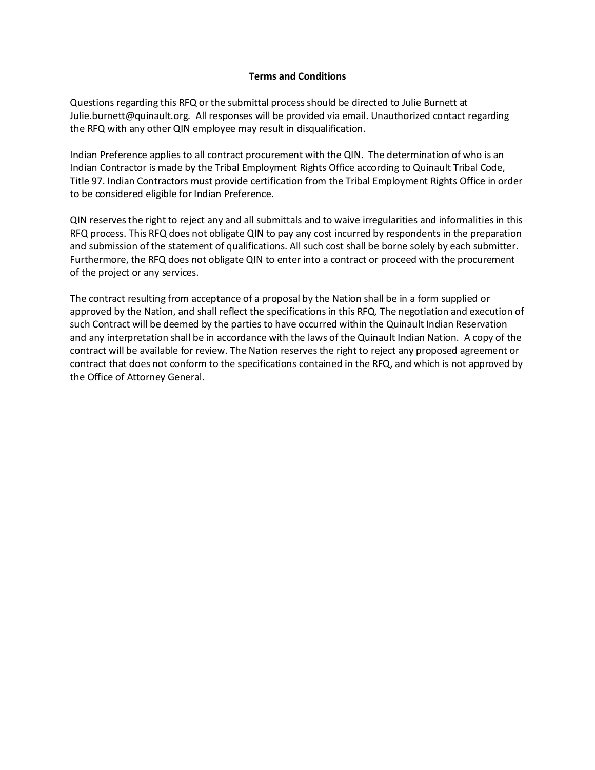**Terms and Conditions**

Questions regarding this RFQ or the submittal process should be directed to Julie Burnett at Julie.burnett@quinault.org. All responses will be provided via email. Unauthorized contact regarding the RFQ with any other QIN employee may result in disqualification.

Indian Preference applies to all contract procurement with the QIN. The determination of who is an Indian Contractor is made by the Tribal Employment Rights Office according to Quinault Tribal Code, Title 97. Indian Contractors must provide certification from the Tribal Employment Rights Office in order to be considered eligible for Indian Preference.

QIN reserves the right to reject any and all submittals and to waive irregularities and informalities in this RFQ process. This RFQ does not obligate QIN to pay any cost incurred by respondents in the preparation and submission of the statement of qualifications. All such cost shall be borne solely by each submitter. Furthermore, the RFQ does not obligate QIN to enter into a contract or proceed with the procurement of the project or any services.

The contract resulting from acceptance of a proposal by the Nation shall be in a form supplied or approved by the Nation, and shall reflect the specifications in this RFQ. The negotiation and execution of such Contract will be deemed by the parties to have occurred within the Quinault Indian Reservation and any interpretation shall be in accordance with the laws of the Quinault Indian Nation. A copy of the contract will be available for review. The Nation reserves the right to reject any proposed agreement or contract that does not conform to the specifications contained in the RFQ, and which is not approved by the Office of Attorney General.